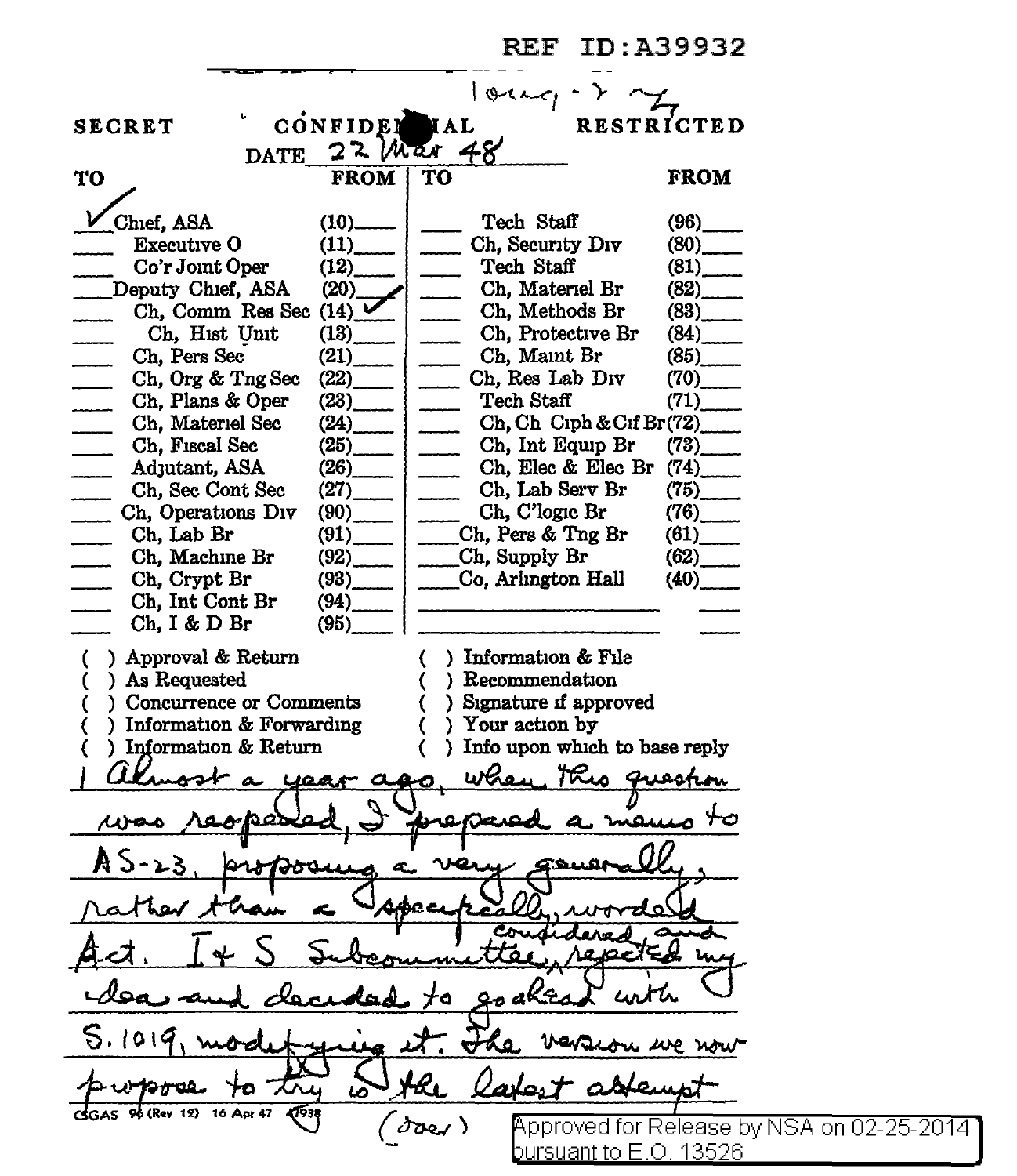REF ID:A39932

Long - ? [illegible handwriting]

SECRET CONFIDENTIAL RESTRICTED

DATE 22 Mar 48

| TO | FROM | TO | FROM |
|---|---|---|---|
| ✓ Chief, ASA | (10)___ | ___ Tech Staff | (96)___ |
| ___ Executive O | (11)___ | ___ Ch, Security Div | (80)___ |
| ___ Co'r Joint Oper | (12)___ | ___ Tech Staff | (81)___ |
| ___ Deputy Chief, ASA | (20) ✓ | ___ Ch, Materiel Br | (82)___ |
| ___ Ch, Comm Res Sec | (14) ✓ | ___ Ch, Methods Br | (83)___ |
| ___ Ch, Hist Unit | (13)___ | ___ Ch, Protective Br | (84)___ |
| ___ Ch, Pers Sec | (21)___ | ___ Ch, Maint Br | (85)___ |
| ___ Ch, Org & Tng Sec | (22)___ | ___ Ch, Res Lab Div | (70)___ |
| ___ Ch, Plans & Oper | (23)___ | ___ Tech Staff | (71)___ |
| ___ Ch, Materiel Sec | (24)___ | ___ Ch, Ch Ciph & Cif Br | (72)___ |
| ___ Ch, Fiscal Sec | (25)___ | ___ Ch, Int Equip Br | (73)___ |
| ___ Adjutant, ASA | (26)___ | ___ Ch, Elec & Elec Br | (74)___ |
| ___ Ch, Sec Cont Sec | (27)___ | ___ Ch, Lab Serv Br | (75)___ |
| ___ Ch, Operations Div | (90)___ | ___ Ch, C'logic Br | (76)___ |
| ___ Ch, Lab Br | (91)___ | ___ Ch, Pers & Tng Br | (61)___ |
| ___ Ch, Machine Br | (92)___ | ___ Ch, Supply Br | (62)___ |
| ___ Ch, Crypt Br | (93)___ | ___ Co, Arlington Hall | (40)___ |
| ___ Ch, Int Cont Br | (94)___ | | |
| ___ Ch, I & D Br | (95)___ | | |

( ) Approval & Return
( ) As Requested
( ) Concurrence or Comments
( ) Information & Forwarding
( ) Information & Return
( ) Information & File
( ) Recommendation
( ) Signature if approved
( ) Your action by
( ) Info upon which to base reply

Almost a year ago, when this question was reopened, I prepared a memo to AS-23, proposing a very generally, rather than a specifically, worded Act. I & S Subcommittee, considered and rejected my idea and decided to go ahead with S. 1019, modifying it. The version we now propose to try is the latest attempt

(over)

CSGAS 96 (Rev 12) 16 Apr 47 47938

Approved for Release by NSA on 02-25-2014 pursuant to E.O. 13526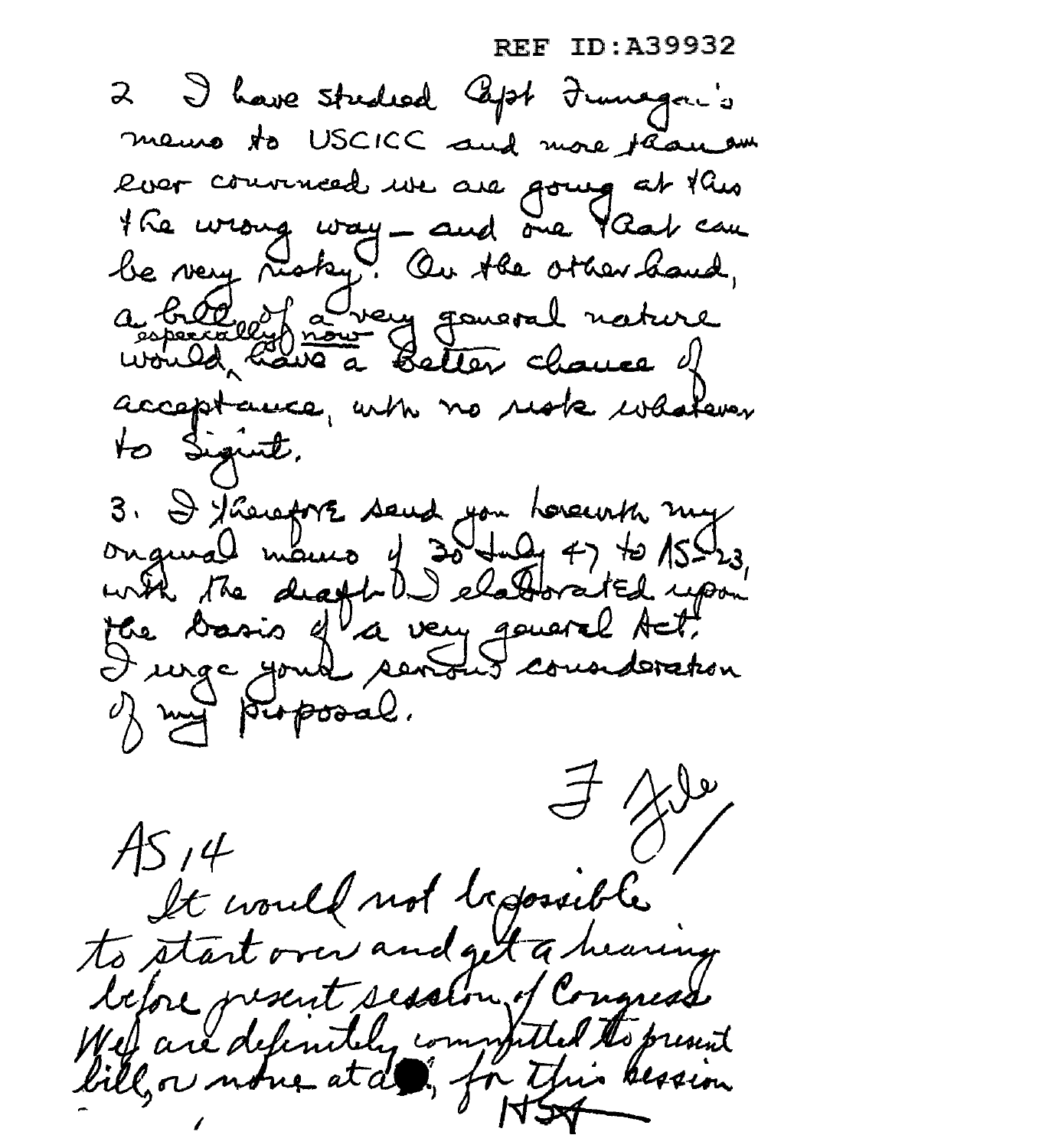REF ID:A39932

2. I have studied Capt Finnegan's memo to USCICC and more than am ever convinced we are going at this the wrong way – and one that can be very risky. On the other hand, a bill of a very general nature especially now would have a better chance of acceptance, with no risk whatever to Sigint.

3. I therefore send you herewith my original memo of 30 July 47 to 15-23, with the draft I elaborated upon the basis of a very general Act. I urge your serious consideration of my proposal.

F file

AS 14

It would not be possible to start over and get a hearing before present session of Congress. We are definitely committed to present bill, or none at all, for this session

HSA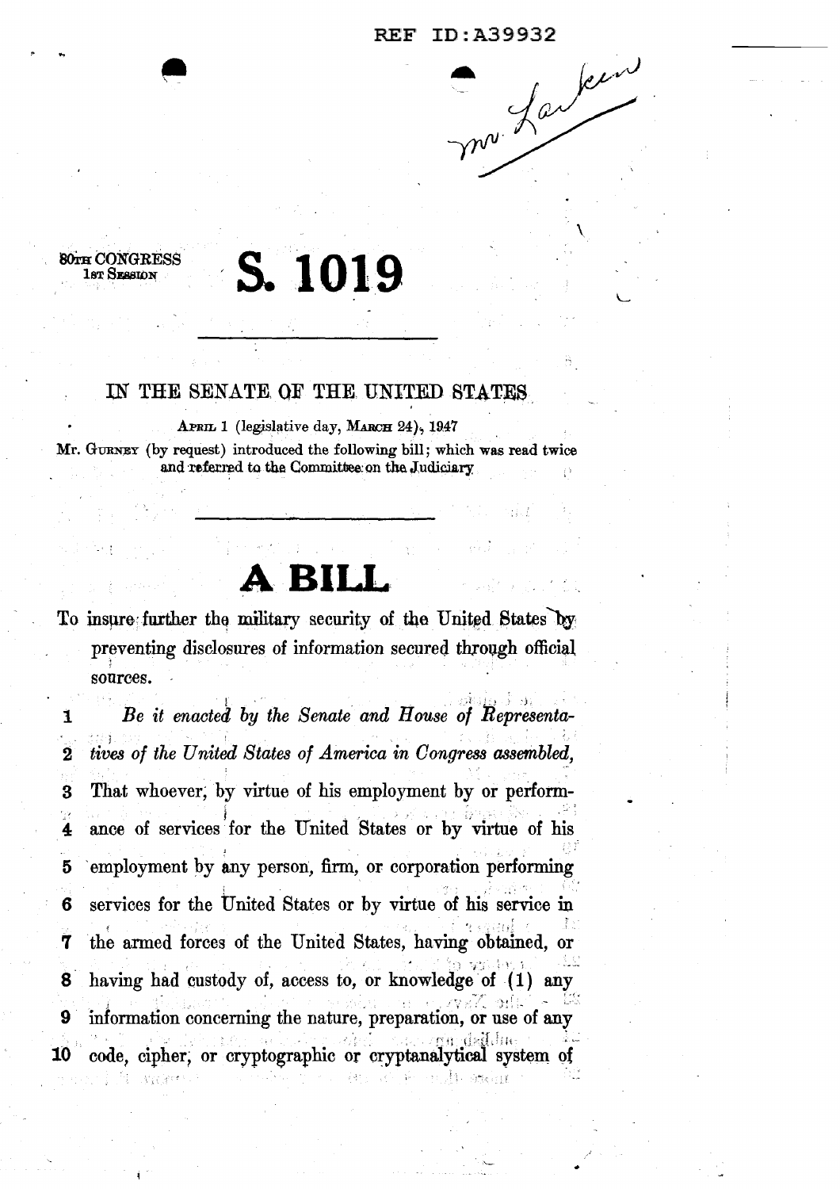REF ID:A39932

Mr. Larkin

80TH CONGRESS
1ST SESSION

# S. 1019

---

IN THE SENATE OF THE UNITED STATES

APRIL 1 (legislative day, MARCH 24), 1947

Mr. GURNEY (by request) introduced the following bill; which was read twice and referred to the Committee on the Judiciary

---

# A BILL

To insure further the military security of the United States by preventing disclosures of information secured through official sources.

1 *Be it enacted by the Senate and House of Representa-*
2 *tives of the United States of America in Congress assembled,*
3 That whoever, by virtue of his employment by or perform-
4 ance of services for the United States or by virtue of his
5 employment by any person, firm, or corporation performing
6 services for the United States or by virtue of his service in
7 the armed forces of the United States, having obtained, or
8 having had custody of, access to, or knowledge of (1) any
9 information concerning the nature, preparation, or use of any
10 code, cipher, or cryptographic or cryptanalytical system of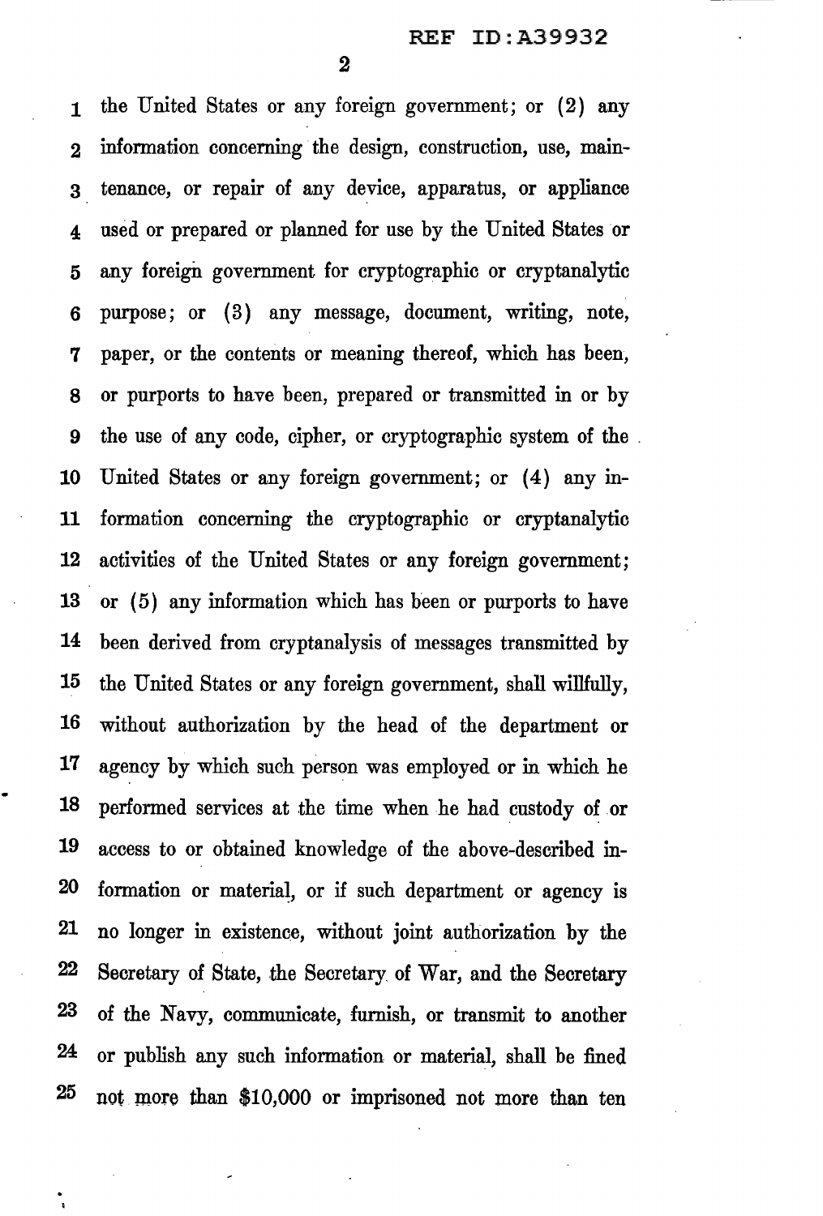the United States or any foreign government; or (2) any information concerning the design, construction, use, maintenance, or repair of any device, apparatus, or appliance used or prepared or planned for use by the United States or any foreign government for cryptographic or cryptanalytic purpose; or (3) any message, document, writing, note, paper, or the contents or meaning thereof, which has been, or purports to have been, prepared or transmitted in or by the use of any code, cipher, or cryptographic system of the United States or any foreign government; or (4) any information concerning the cryptographic or cryptanalytic activities of the United States or any foreign government; or (5) any information which has been or purports to have been derived from cryptanalysis of messages transmitted by the United States or any foreign government, shall willfully, without authorization by the head of the department or agency by which such person was employed or in which he performed services at the time when he had custody of or access to or obtained knowledge of the above-described information or material, or if such department or agency is no longer in existence, without joint authorization by the Secretary of State, the Secretary of War, and the Secretary of the Navy, communicate, furnish, or transmit to another or publish any such information or material, shall be fined not more than $10,000 or imprisoned not more than ten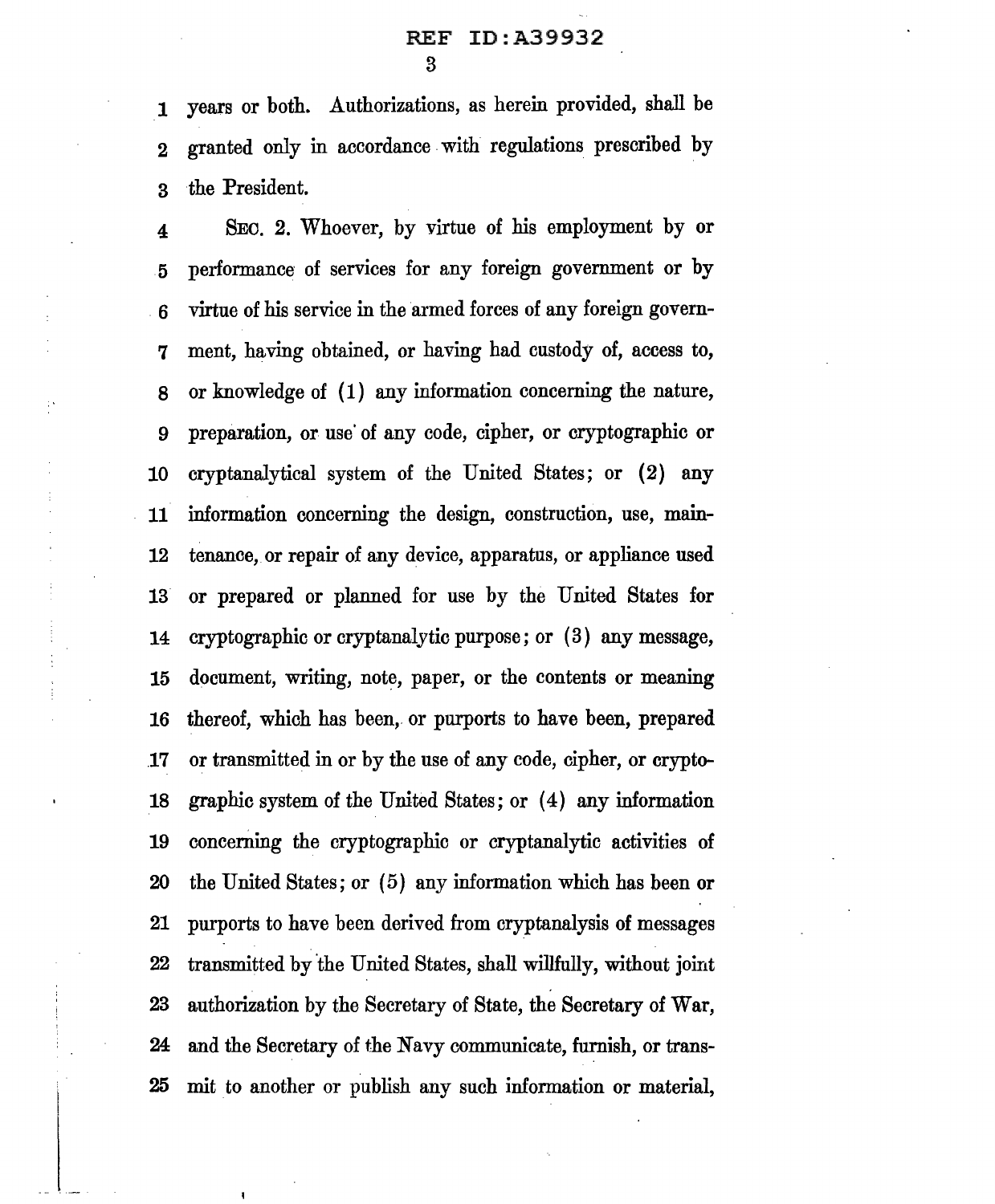years or both. Authorizations, as herein provided, shall be granted only in accordance with regulations prescribed by the President.

SEC. 2. Whoever, by virtue of his employment by or performance of services for any foreign government or by virtue of his service in the armed forces of any foreign government, having obtained, or having had custody of, access to, or knowledge of (1) any information concerning the nature, preparation, or use of any code, cipher, or cryptographic or cryptanalytical system of the United States; or (2) any information concerning the design, construction, use, maintenance, or repair of any device, apparatus, or appliance used or prepared or planned for use by the United States for cryptographic or cryptanalytic purpose; or (3) any message, document, writing, note, paper, or the contents or meaning thereof, which has been, or purports to have been, prepared or transmitted in or by the use of any code, cipher, or cryptographic system of the United States; or (4) any information concerning the cryptographic or cryptanalytic activities of the United States; or (5) any information which has been or purports to have been derived from cryptanalysis of messages transmitted by the United States, shall willfully, without joint authorization by the Secretary of State, the Secretary of War, and the Secretary of the Navy communicate, furnish, or transmit to another or publish any such information or material,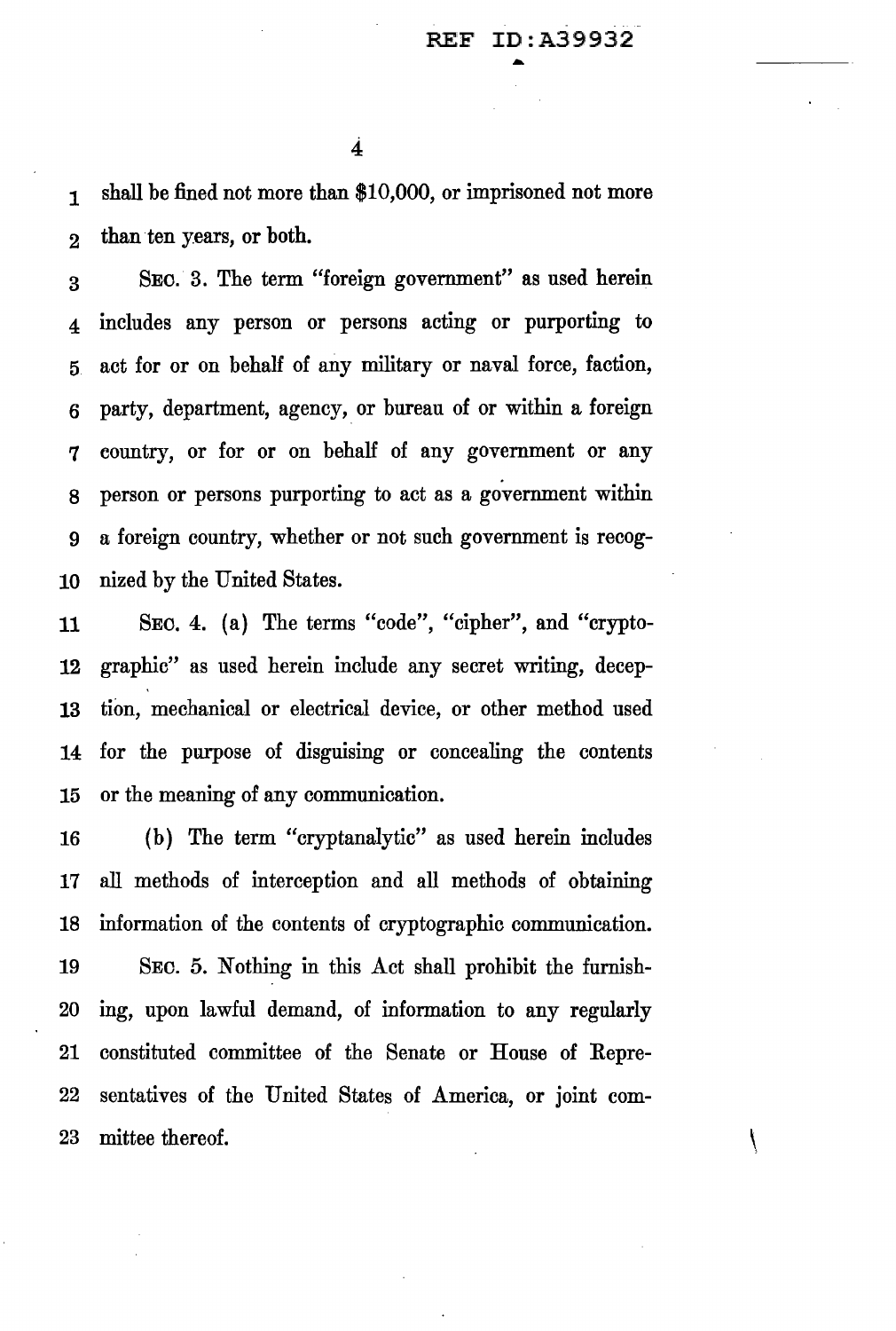shall be fined not more than $10,000, or imprisoned not more than ten years, or both.

SEC. 3. The term "foreign government" as used herein includes any person or persons acting or purporting to act for or on behalf of any military or naval force, faction, party, department, agency, or bureau of or within a foreign country, or for or on behalf of any government or any person or persons purporting to act as a government within a foreign country, whether or not such government is recognized by the United States.

SEC. 4. (a) The terms "code", "cipher", and "cryptographic" as used herein include any secret writing, deception, mechanical or electrical device, or other method used for the purpose of disguising or concealing the contents or the meaning of any communication.

(b) The term "cryptanalytic" as used herein includes all methods of interception and all methods of obtaining information of the contents of cryptographic communication.

SEC. 5. Nothing in this Act shall prohibit the furnishing, upon lawful demand, of information to any regularly constituted committee of the Senate or House of Representatives of the United States of America, or joint committee thereof.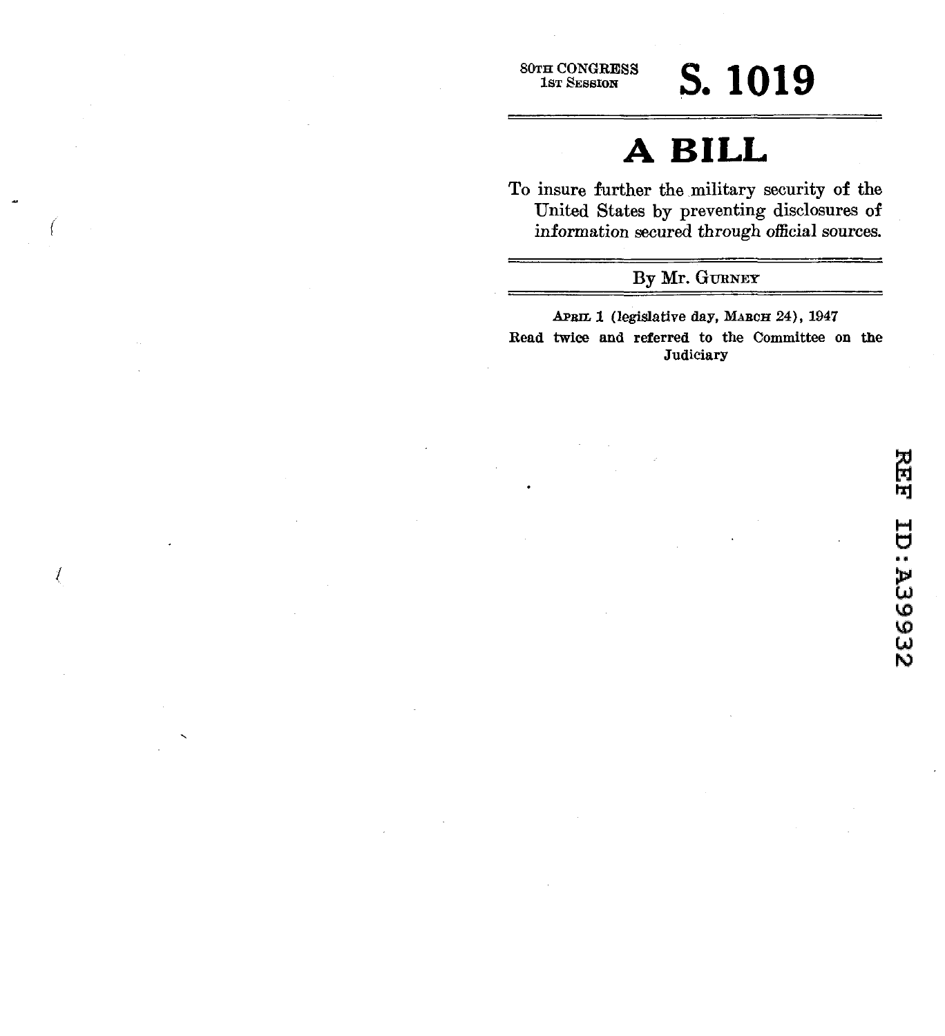80TH CONGRESS
1ST SESSION

# S. 1019

# A BILL

To insure further the military security of the United States by preventing disclosures of information secured through official sources.

By Mr. GURNEY

APRIL 1 (legislative day, MARCH 24), 1947

Read twice and referred to the Committee on the Judiciary

REF ID:A39932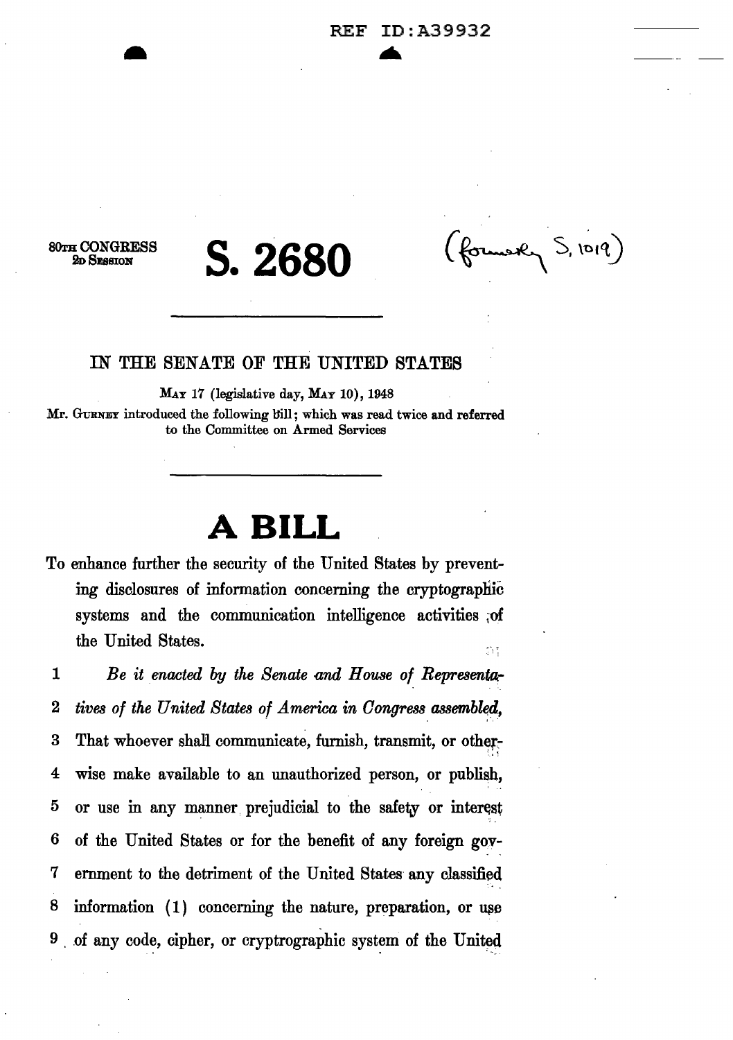REF ID:A39932

80TH CONGRESS
2D SESSION

# S. 2680

(formerly S. 1019)

IN THE SENATE OF THE UNITED STATES

MAY 17 (legislative day, MAY 10), 1948

Mr. GURNEY introduced the following bill; which was read twice and referred to the Committee on Armed Services

# A BILL

To enhance further the security of the United States by preventing disclosures of information concerning the cryptographic systems and the communication intelligence activities of the United States.

1 *Be it enacted by the Senate and House of Representa-*
2 *tives of the United States of America in Congress assembled,*
3 That whoever shall communicate, furnish, transmit, or other-
4 wise make available to an unauthorized person, or publish,
5 or use in any manner prejudicial to the safety or interest
6 of the United States or for the benefit of any foreign gov-
7 ernment to the detriment of the United States any classified
8 information (1) concerning the nature, preparation, or use
9 of any code, cipher, or cryptrographic system of the United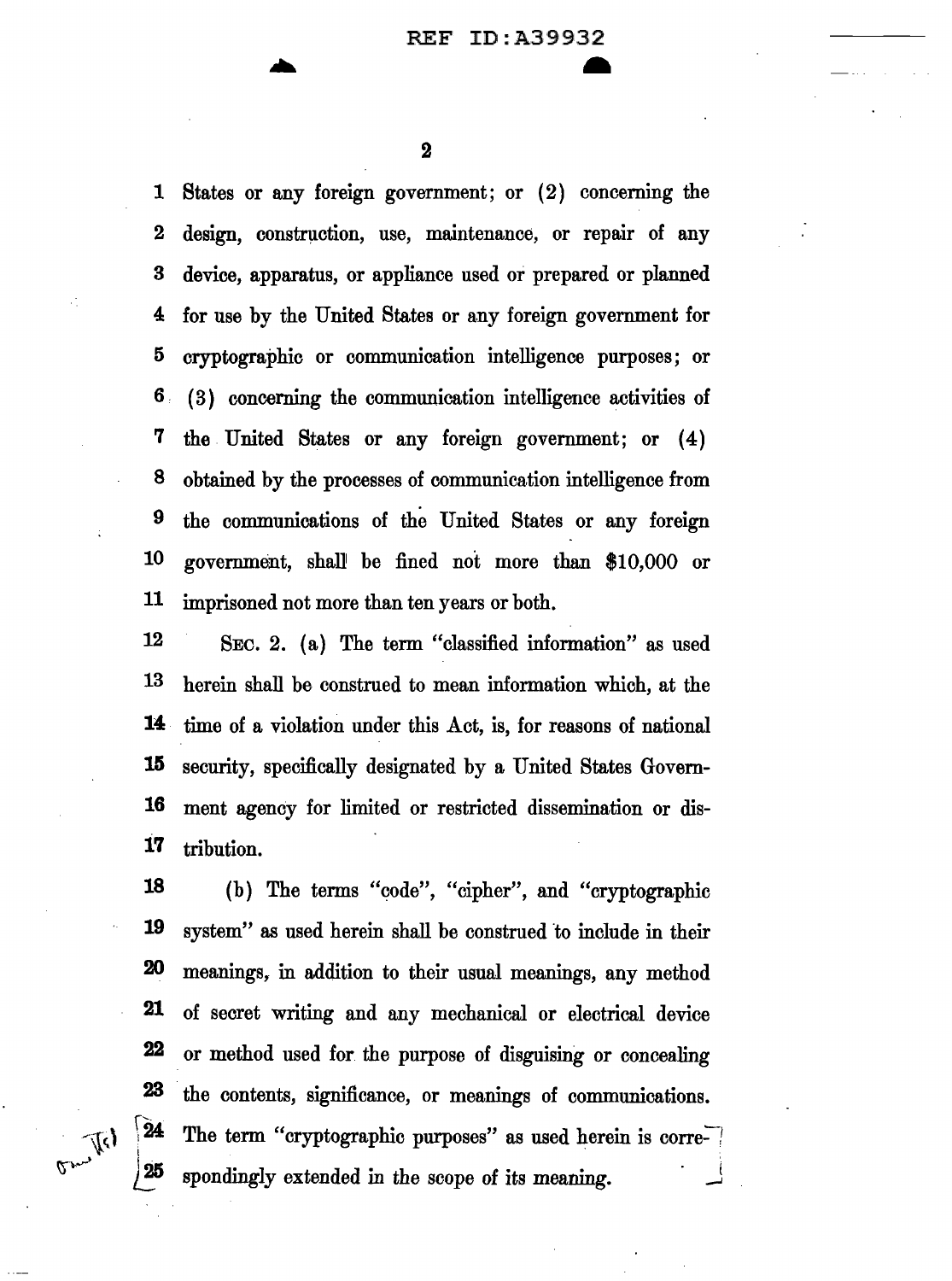States or any foreign government; or (2) concerning the design, construction, use, maintenance, or repair of any device, apparatus, or appliance used or prepared or planned for use by the United States or any foreign government for cryptographic or communication intelligence purposes; or (3) concerning the communication intelligence activities of the United States or any foreign government; or (4) obtained by the processes of communication intelligence from the communications of the United States or any foreign government, shall be fined not more than $10,000 or imprisoned not more than ten years or both.

SEC. 2. (a) The term "classified information" as used herein shall be construed to mean information which, at the time of a violation under this Act, is, for reasons of national security, specifically designated by a United States Government agency for limited or restricted dissemination or distribution.

(b) The terms "code", "cipher", and "cryptographic system" as used herein shall be construed to include in their meanings, in addition to their usual meanings, any method of secret writing and any mechanical or electrical device or method used for the purpose of disguising or concealing the contents, significance, or meanings of communications. The term "cryptographic purposes" as used herein is correspondingly extended in the scope of its meaning.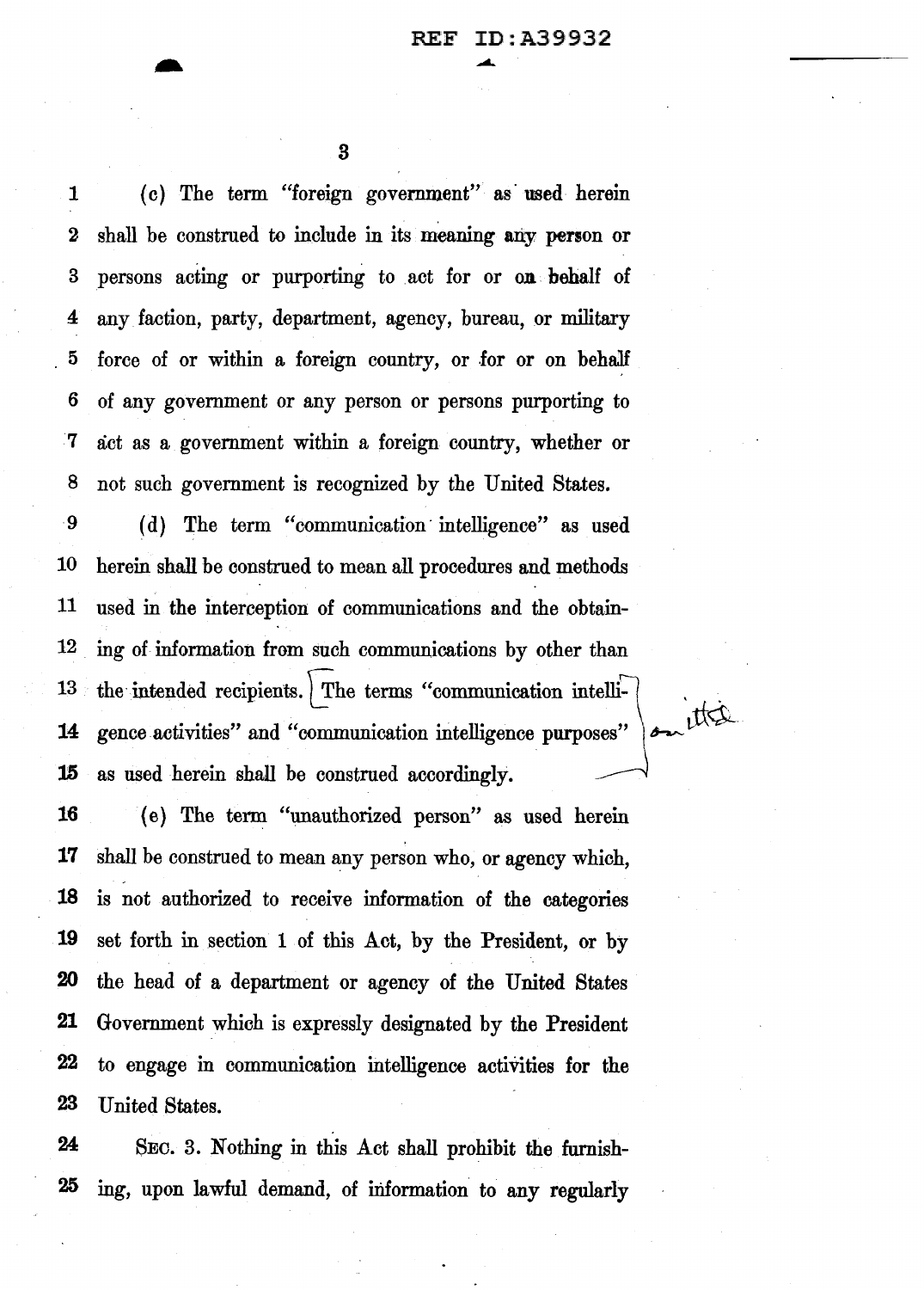(c) The term "foreign government" as used herein shall be construed to include in its meaning any person or persons acting or purporting to act for or on behalf of any faction, party, department, agency, bureau, or military force of or within a foreign country, or for or on behalf of any government or any person or persons purporting to act as a government within a foreign country, whether or not such government is recognized by the United States.

(d) The term "communication intelligence" as used herein shall be construed to mean all procedures and methods used in the interception of communications and the obtaining of information from such communications by other than the intended recipients. [The terms "communication intelligence activities" and "communication intelligence purposes" as used herein shall be construed accordingly.] omitted

(e) The term "unauthorized person" as used herein shall be construed to mean any person who, or agency which, is not authorized to receive information of the categories set forth in section 1 of this Act, by the President, or by the head of a department or agency of the United States Government which is expressly designated by the President to engage in communication intelligence activities for the United States.

SEC. 3. Nothing in this Act shall prohibit the furnishing, upon lawful demand, of information to any regularly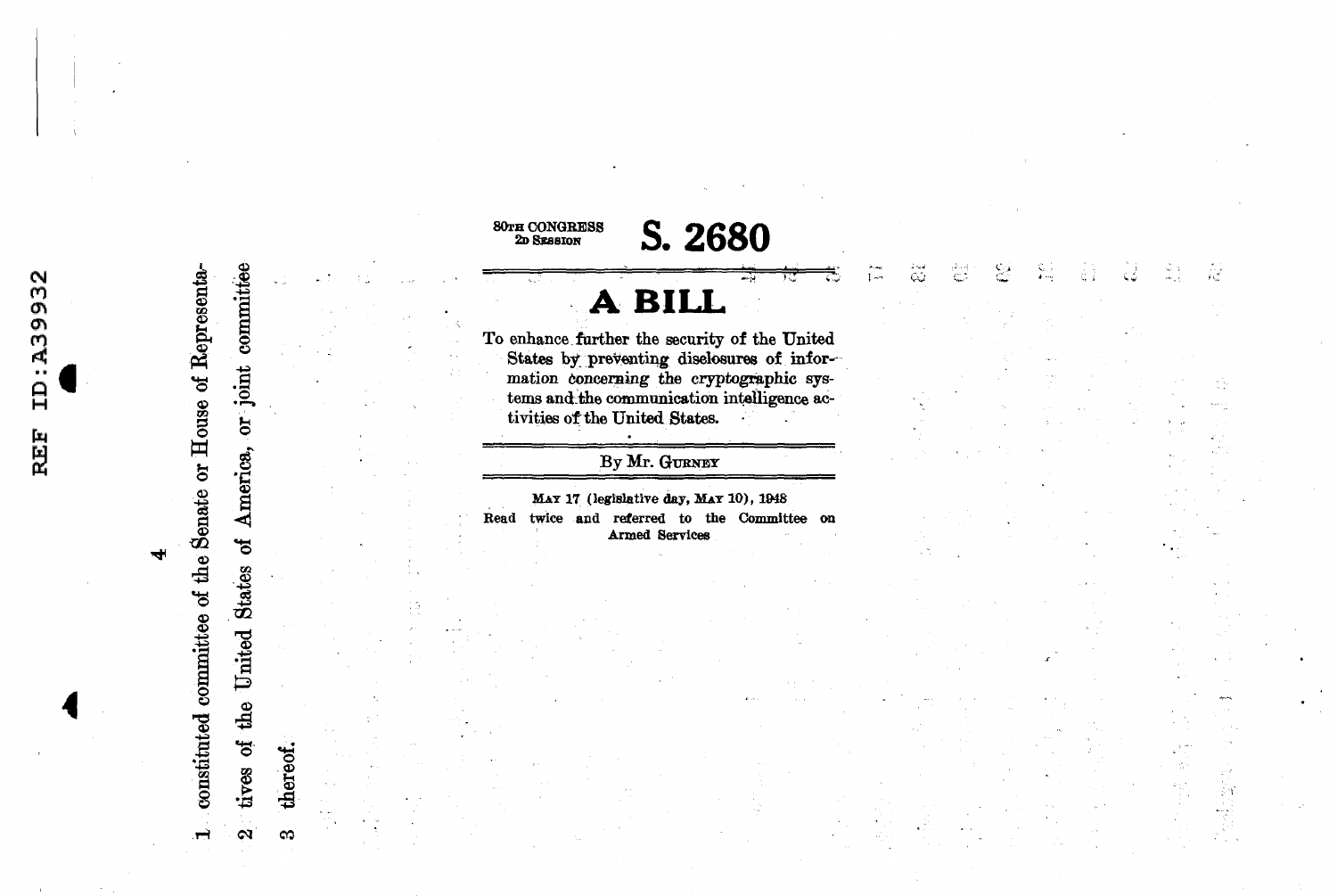1 constituted committee of the Senate or House of Representa-

2 tives of the United States of America, or joint committee

3 thereof.

80TH CONGRESS
2D SESSION

# S. 2680

# A BILL

To enhance further the security of the United States by preventing disclosures of information concerning the cryptographic systems and the communication intelligence activities of the United States.

By Mr. GURNEY

MAY 17 (legislative day, MAY 10), 1948

Read twice and referred to the Committee on Armed Services